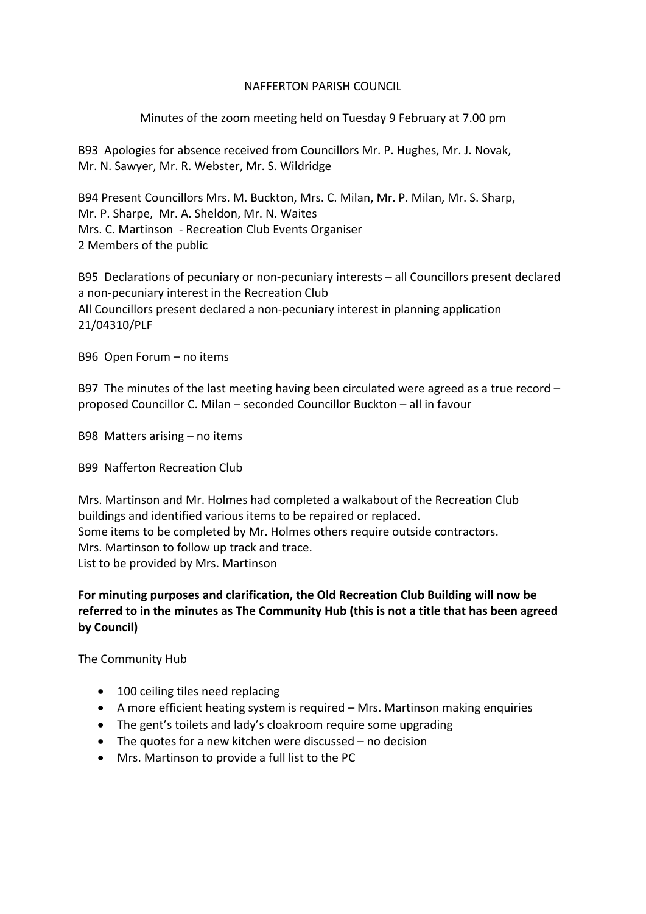# NAFFERTON PARISH COUNCIL

Minutes of the zoom meeting held on Tuesday 9 February at 7.00 pm

B93 Apologies for absence received from Councillors Mr. P. Hughes, Mr. J. Novak, Mr. N. Sawyer, Mr. R. Webster, Mr. S. Wildridge

B94 Present Councillors Mrs. M. Buckton, Mrs. C. Milan, Mr. P. Milan, Mr. S. Sharp, Mr. P. Sharpe, Mr. A. Sheldon, Mr. N. Waites
Mrs. C. Martinson - Recreation Club Events Organiser
2 Members of the public

B95 Declarations of pecuniary or non-pecuniary interests – all Councillors present declared a non-pecuniary interest in the Recreation Club
All Councillors present declared a non-pecuniary interest in planning application 21/04310/PLF

B96 Open Forum – no items

B97 The minutes of the last meeting having been circulated were agreed as a true record – proposed Councillor C. Milan – seconded Councillor Buckton – all in favour

B98 Matters arising – no items

B99 Nafferton Recreation Club

Mrs. Martinson and Mr. Holmes had completed a walkabout of the Recreation Club buildings and identified various items to be repaired or replaced.
Some items to be completed by Mr. Holmes others require outside contractors.
Mrs. Martinson to follow up track and trace.
List to be provided by Mrs. Martinson

**For minuting purposes and clarification, the Old Recreation Club Building will now be referred to in the minutes as The Community Hub (this is not a title that has been agreed by Council)**

The Community Hub

- 100 ceiling tiles need replacing
- A more efficient heating system is required – Mrs. Martinson making enquiries
- The gent's toilets and lady's cloakroom require some upgrading
- The quotes for a new kitchen were discussed – no decision
- Mrs. Martinson to provide a full list to the PC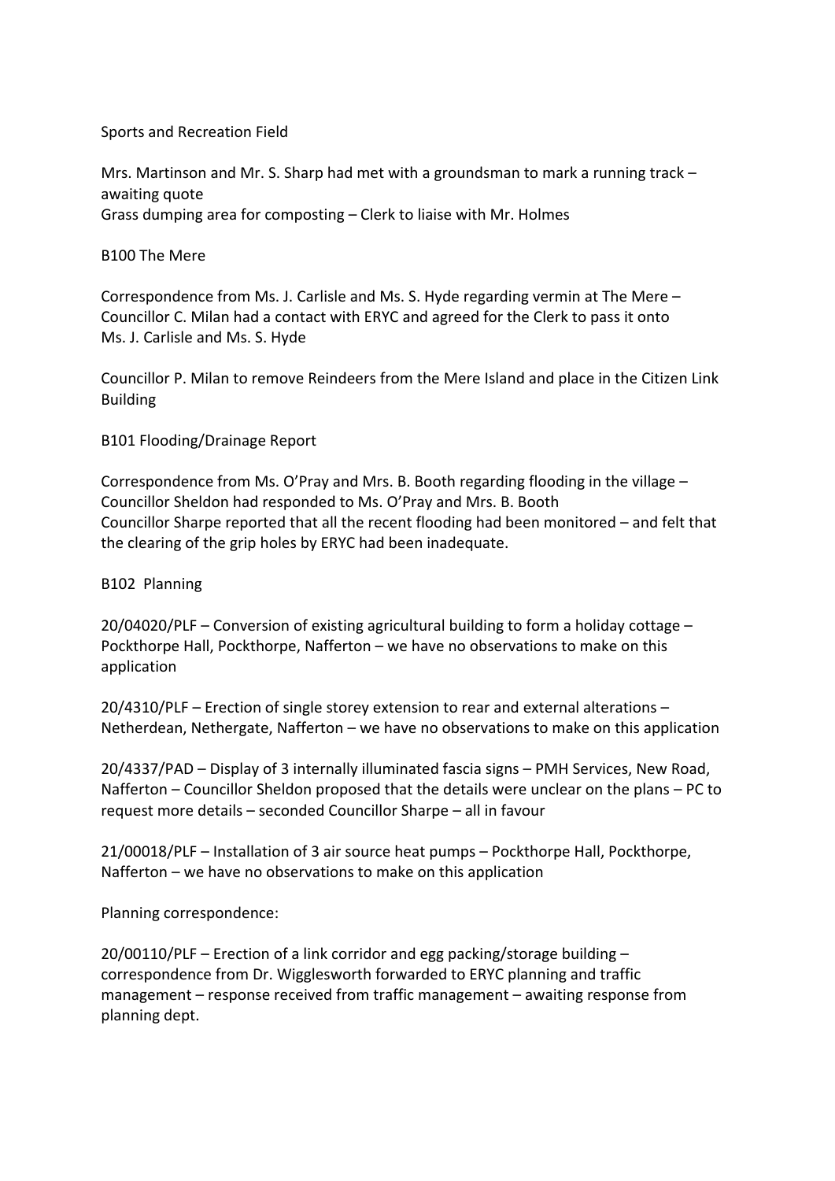Sports and Recreation Field

Mrs. Martinson and Mr. S. Sharp had met with a groundsman to mark a running track – awaiting quote
Grass dumping area for composting – Clerk to liaise with Mr. Holmes

B100 The Mere

Correspondence from Ms. J. Carlisle and Ms. S. Hyde regarding vermin at The Mere – Councillor C. Milan had a contact with ERYC and agreed for the Clerk to pass it onto Ms. J. Carlisle and Ms. S. Hyde

Councillor P. Milan to remove Reindeers from the Mere Island and place in the Citizen Link Building

B101 Flooding/Drainage Report

Correspondence from Ms. O'Pray and Mrs. B. Booth regarding flooding in the village – Councillor Sheldon had responded to Ms. O'Pray and Mrs. B. Booth
Councillor Sharpe reported that all the recent flooding had been monitored – and felt that the clearing of the grip holes by ERYC had been inadequate.

B102 Planning

20/04020/PLF – Conversion of existing agricultural building to form a holiday cottage – Pockthorpe Hall, Pockthorpe, Nafferton – we have no observations to make on this application

20/4310/PLF – Erection of single storey extension to rear and external alterations – Netherdean, Nethergate, Nafferton – we have no observations to make on this application

20/4337/PAD – Display of 3 internally illuminated fascia signs – PMH Services, New Road, Nafferton – Councillor Sheldon proposed that the details were unclear on the plans – PC to request more details – seconded Councillor Sharpe – all in favour

21/00018/PLF – Installation of 3 air source heat pumps – Pockthorpe Hall, Pockthorpe, Nafferton – we have no observations to make on this application

Planning correspondence:

20/00110/PLF – Erection of a link corridor and egg packing/storage building – correspondence from Dr. Wigglesworth forwarded to ERYC planning and traffic management – response received from traffic management – awaiting response from planning dept.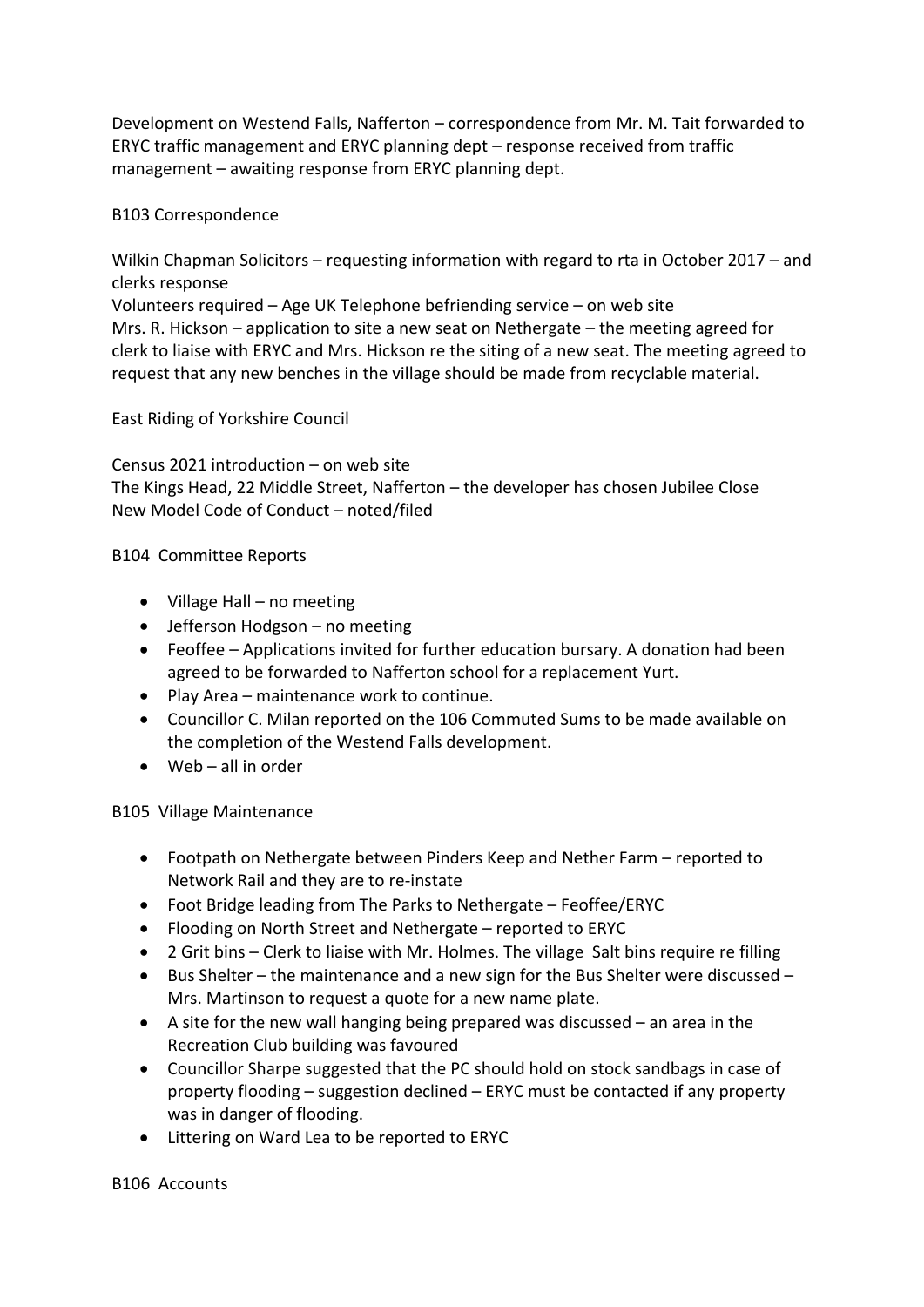Development on Westend Falls, Nafferton – correspondence from Mr. M. Tait forwarded to ERYC traffic management and ERYC planning dept – response received from traffic management – awaiting response from ERYC planning dept.

## B103 Correspondence

Wilkin Chapman Solicitors – requesting information with regard to rta in October 2017 – and clerks response
Volunteers required – Age UK Telephone befriending service – on web site
Mrs. R. Hickson – application to site a new seat on Nethergate – the meeting agreed for clerk to liaise with ERYC and Mrs. Hickson re the siting of a new seat. The meeting agreed to request that any new benches in the village should be made from recyclable material.

East Riding of Yorkshire Council

Census 2021 introduction – on web site
The Kings Head, 22 Middle Street, Nafferton – the developer has chosen Jubilee Close
New Model Code of Conduct – noted/filed

## B104 Committee Reports

- Village Hall – no meeting
- Jefferson Hodgson – no meeting
- Feoffee – Applications invited for further education bursary. A donation had been agreed to be forwarded to Nafferton school for a replacement Yurt.
- Play Area – maintenance work to continue.
- Councillor C. Milan reported on the 106 Commuted Sums to be made available on the completion of the Westend Falls development.
- Web – all in order

## B105 Village Maintenance

- Footpath on Nethergate between Pinders Keep and Nether Farm – reported to Network Rail and they are to re-instate
- Foot Bridge leading from The Parks to Nethergate – Feoffee/ERYC
- Flooding on North Street and Nethergate – reported to ERYC
- 2 Grit bins – Clerk to liaise with Mr. Holmes. The village Salt bins require re filling
- Bus Shelter – the maintenance and a new sign for the Bus Shelter were discussed – Mrs. Martinson to request a quote for a new name plate.
- A site for the new wall hanging being prepared was discussed – an area in the Recreation Club building was favoured
- Councillor Sharpe suggested that the PC should hold on stock sandbags in case of property flooding – suggestion declined – ERYC must be contacted if any property was in danger of flooding.
- Littering on Ward Lea to be reported to ERYC

## B106 Accounts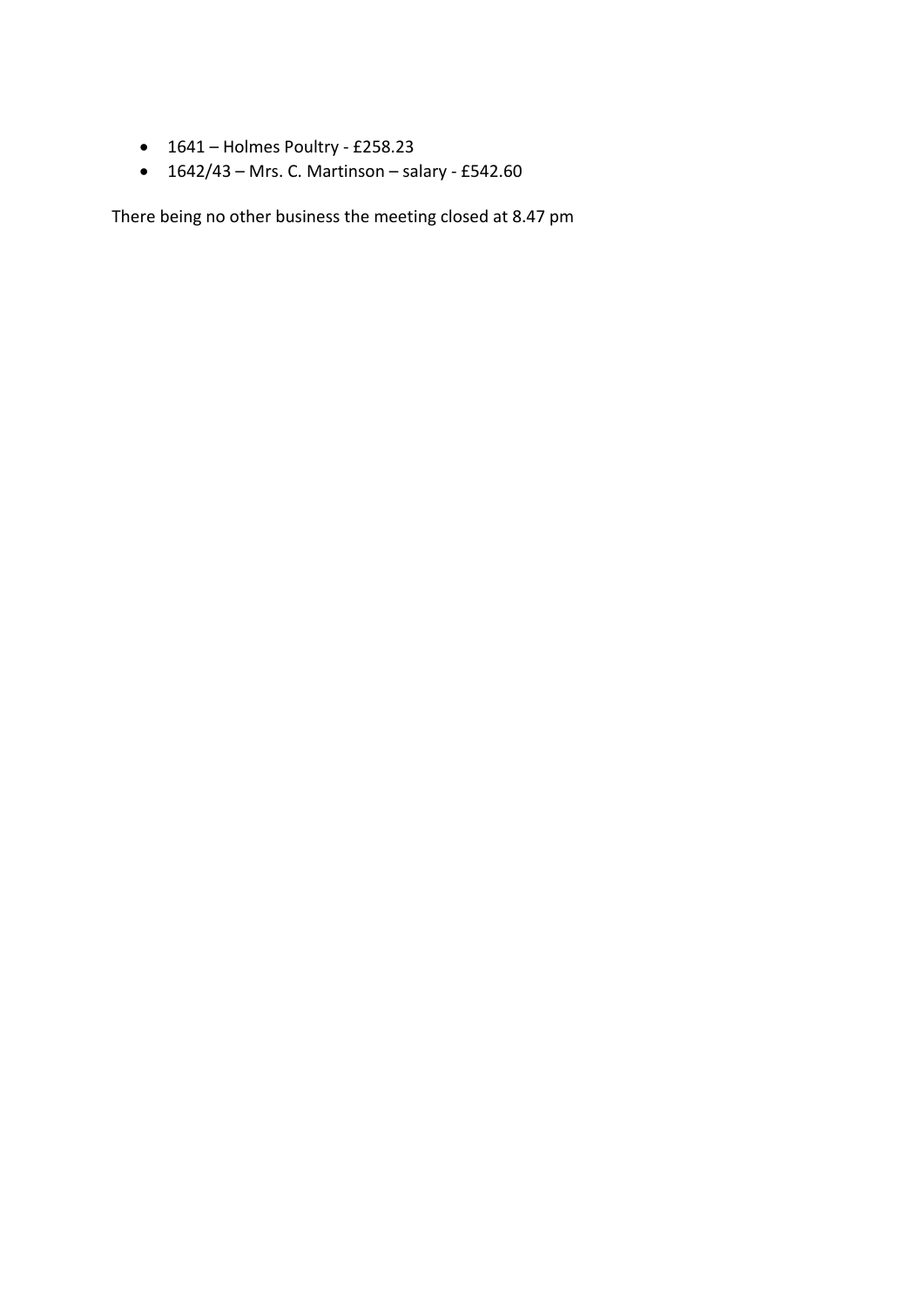- 1641 – Holmes Poultry - £258.23
- 1642/43 – Mrs. C. Martinson – salary - £542.60

There being no other business the meeting closed at 8.47 pm